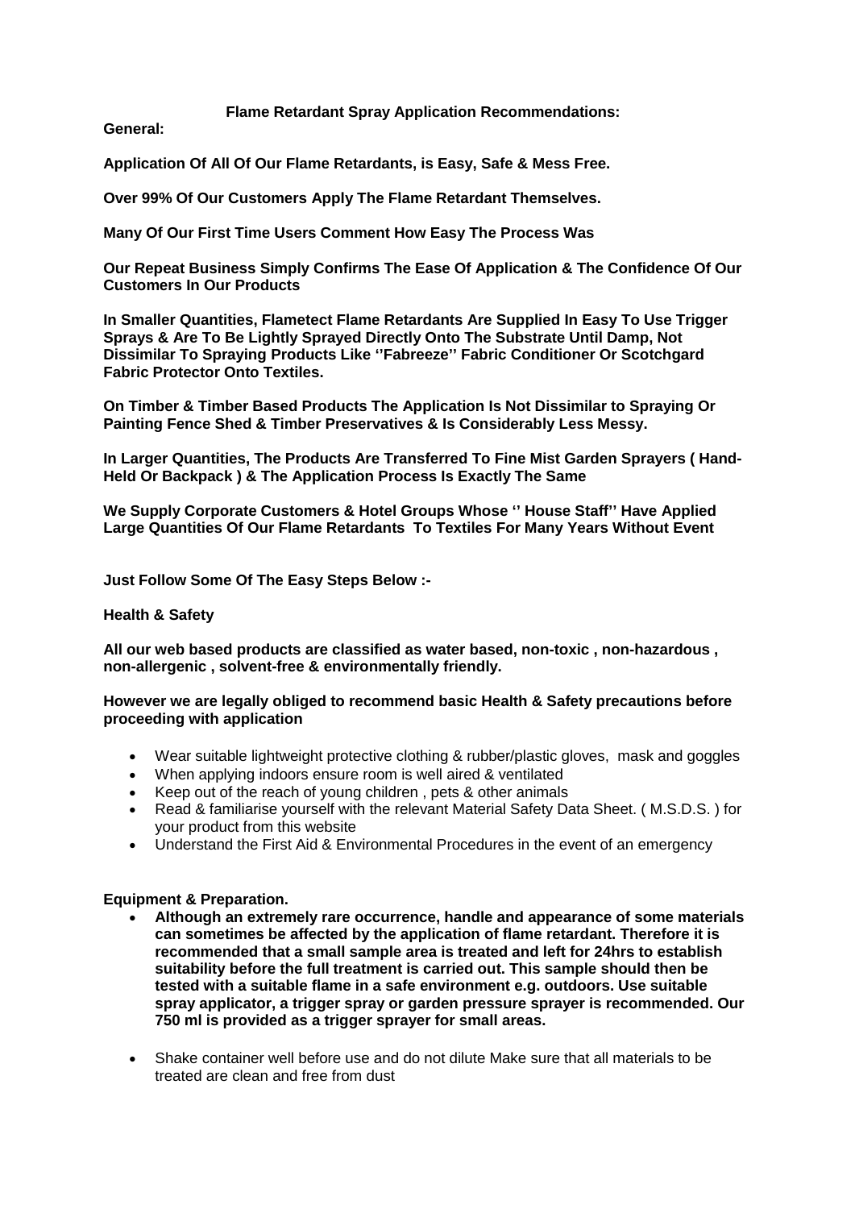# Flame Retardant Spray Application Recommendations:

**General:**

**Application Of All Of Our Flame Retardants, is Easy, Safe & Mess Free.**

**Over 99% Of Our Customers Apply The Flame Retardant Themselves.**

**Many Of Our First Time Users Comment How Easy The Process Was**

**Our Repeat Business Simply Confirms The Ease Of Application & The Confidence Of Our Customers In Our Products**

**In Smaller Quantities, Flametect Flame Retardants Are Supplied In Easy To Use Trigger Sprays & Are To Be Lightly Sprayed Directly Onto The Substrate Until Damp, Not Dissimilar To Spraying Products Like ''Fabreeze'' Fabric Conditioner Or Scotchgard Fabric Protector Onto Textiles.**

**On Timber & Timber Based Products The Application Is Not Dissimilar to Spraying Or Painting Fence Shed & Timber Preservatives & Is Considerably Less Messy.**

**In Larger Quantities, The Products Are Transferred To Fine Mist Garden Sprayers ( Hand-Held Or Backpack ) & The Application Process Is Exactly The Same**

**We Supply Corporate Customers & Hotel Groups Whose '' House Staff'' Have Applied Large Quantities Of Our Flame Retardants To Textiles For Many Years Without Event**

**Just Follow Some Of The Easy Steps Below :-**

**Health & Safety**

**All our web based products are classified as water based, non-toxic , non-hazardous , non-allergenic , solvent-free & environmentally friendly.**

**However we are legally obliged to recommend basic Health & Safety precautions before proceeding with application**

- Wear suitable lightweight protective clothing & rubber/plastic gloves, mask and goggles
- When applying indoors ensure room is well aired & ventilated
- Keep out of the reach of young children , pets & other animals
- Read & familiarise yourself with the relevant Material Safety Data Sheet. ( M.S.D.S. ) for your product from this website
- Understand the First Aid & Environmental Procedures in the event of an emergency

**Equipment & Preparation.**

- **Although an extremely rare occurrence, handle and appearance of some materials can sometimes be affected by the application of flame retardant. Therefore it is recommended that a small sample area is treated and left for 24hrs to establish suitability before the full treatment is carried out. This sample should then be tested with a suitable flame in a safe environment e.g. outdoors. Use suitable spray applicator, a trigger spray or garden pressure sprayer is recommended. Our 750 ml is provided as a trigger sprayer for small areas.**
- Shake container well before use and do not dilute Make sure that all materials to be treated are clean and free from dust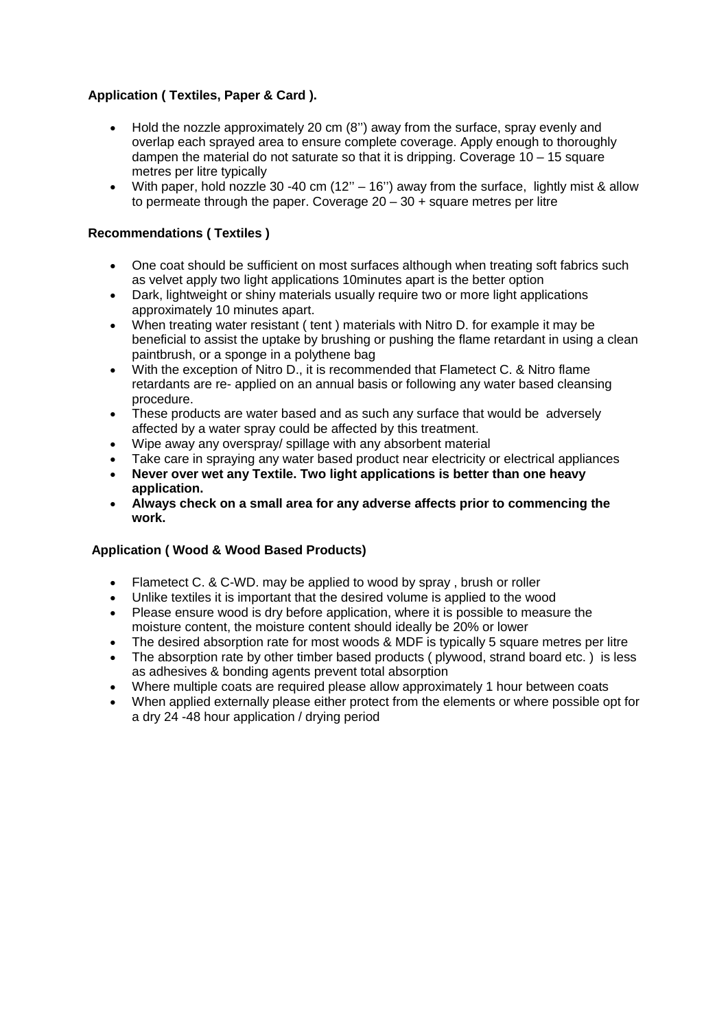**Application ( Textiles, Paper & Card ).**

- Hold the nozzle approximately 20 cm (8'') away from the surface, spray evenly and overlap each sprayed area to ensure complete coverage. Apply enough to thoroughly dampen the material do not saturate so that it is dripping. Coverage 10 – 15 square metres per litre typically
- With paper, hold nozzle 30 -40 cm (12'' – 16'') away from the surface, lightly mist & allow to permeate through the paper. Coverage 20 – 30 + square metres per litre

**Recommendations ( Textiles )**

- One coat should be sufficient on most surfaces although when treating soft fabrics such as velvet apply two light applications 10minutes apart is the better option
- Dark, lightweight or shiny materials usually require two or more light applications approximately 10 minutes apart.
- When treating water resistant ( tent ) materials with Nitro D. for example it may be beneficial to assist the uptake by brushing or pushing the flame retardant in using a clean paintbrush, or a sponge in a polythene bag
- With the exception of Nitro D., it is recommended that Flametect C. & Nitro flame retardants are re- applied on an annual basis or following any water based cleansing procedure.
- These products are water based and as such any surface that would be adversely affected by a water spray could be affected by this treatment.
- Wipe away any overspray/ spillage with any absorbent material
- Take care in spraying any water based product near electricity or electrical appliances
- **Never over wet any Textile. Two light applications is better than one heavy application.**
- **Always check on a small area for any adverse affects prior to commencing the work.**

**Application ( Wood & Wood Based Products)**

- Flametect C. & C-WD. may be applied to wood by spray , brush or roller
- Unlike textiles it is important that the desired volume is applied to the wood
- Please ensure wood is dry before application, where it is possible to measure the moisture content, the moisture content should ideally be 20% or lower
- The desired absorption rate for most woods & MDF is typically 5 square metres per litre
- The absorption rate by other timber based products ( plywood, strand board etc. ) is less as adhesives & bonding agents prevent total absorption
- Where multiple coats are required please allow approximately 1 hour between coats
- When applied externally please either protect from the elements or where possible opt for a dry 24 -48 hour application / drying period